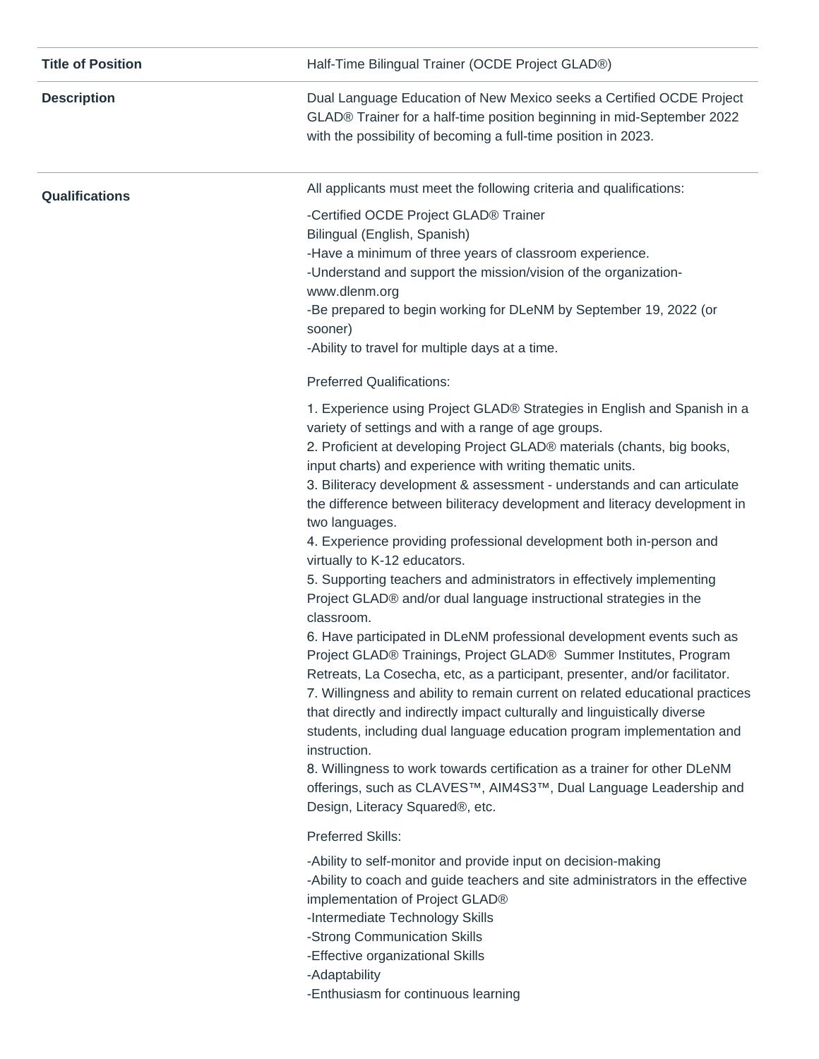| | |
|---|---|
| **Title of Position** | Half-Time Bilingual Trainer (OCDE Project GLAD®) |
| **Description** | Dual Language Education of New Mexico seeks a Certified OCDE Project GLAD® Trainer for a half-time position beginning in mid-September 2022 with the possibility of becoming a full-time position in 2023. |
| **Qualifications** | All applicants must meet the following criteria and qualifications:<br><br>-Certified OCDE Project GLAD® Trainer<br>Bilingual (English, Spanish)<br>-Have a minimum of three years of classroom experience.<br>-Understand and support the mission/vision of the organization- www.dlenm.org<br>-Be prepared to begin working for DLeNM by September 19, 2022 (or sooner)<br>-Ability to travel for multiple days at a time.<br><br>Preferred Qualifications:<br><br>1. Experience using Project GLAD® Strategies in English and Spanish in a variety of settings and with a range of age groups.<br>2. Proficient at developing Project GLAD® materials (chants, big books, input charts) and experience with writing thematic units.<br>3. Biliteracy development & assessment - understands and can articulate the difference between biliteracy development and literacy development in two languages.<br>4. Experience providing professional development both in-person and virtually to K-12 educators.<br>5. Supporting teachers and administrators in effectively implementing Project GLAD® and/or dual language instructional strategies in the classroom.<br>6. Have participated in DLeNM professional development events such as Project GLAD® Trainings, Project GLAD® Summer Institutes, Program Retreats, La Cosecha, etc, as a participant, presenter, and/or facilitator.<br>7. Willingness and ability to remain current on related educational practices that directly and indirectly impact culturally and linguistically diverse students, including dual language education program implementation and instruction.<br>8. Willingness to work towards certification as a trainer for other DLeNM offerings, such as CLAVES™, AIM4S3™, Dual Language Leadership and Design, Literacy Squared®, etc.<br><br>Preferred Skills:<br><br>-Ability to self-monitor and provide input on decision-making<br>-Ability to coach and guide teachers and site administrators in the effective implementation of Project GLAD®<br>-Intermediate Technology Skills<br>-Strong Communication Skills<br>-Effective organizational Skills<br>-Adaptability<br>-Enthusiasm for continuous learning |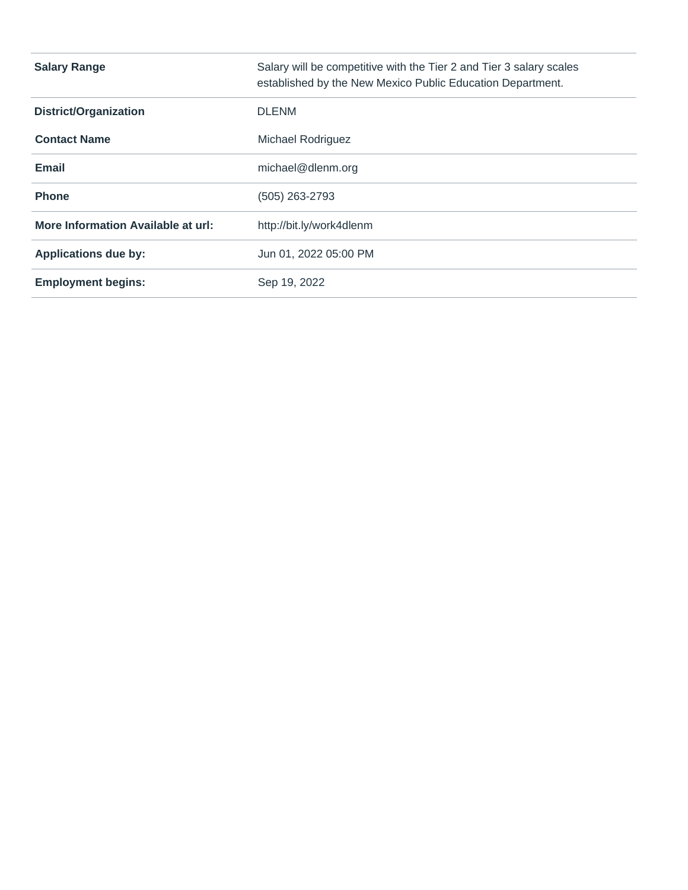| | |
|---|---|
| **Salary Range** | Salary will be competitive with the Tier 2 and Tier 3 salary scales established by the New Mexico Public Education Department. |
| **District/Organization** | DLENM |
| **Contact Name** | Michael Rodriguez |
| **Email** | michael@dlenm.org |
| **Phone** | (505) 263-2793 |
| **More Information Available at url:** | http://bit.ly/work4dlenm |
| **Applications due by:** | Jun 01, 2022 05:00 PM |
| **Employment begins:** | Sep 19, 2022 |